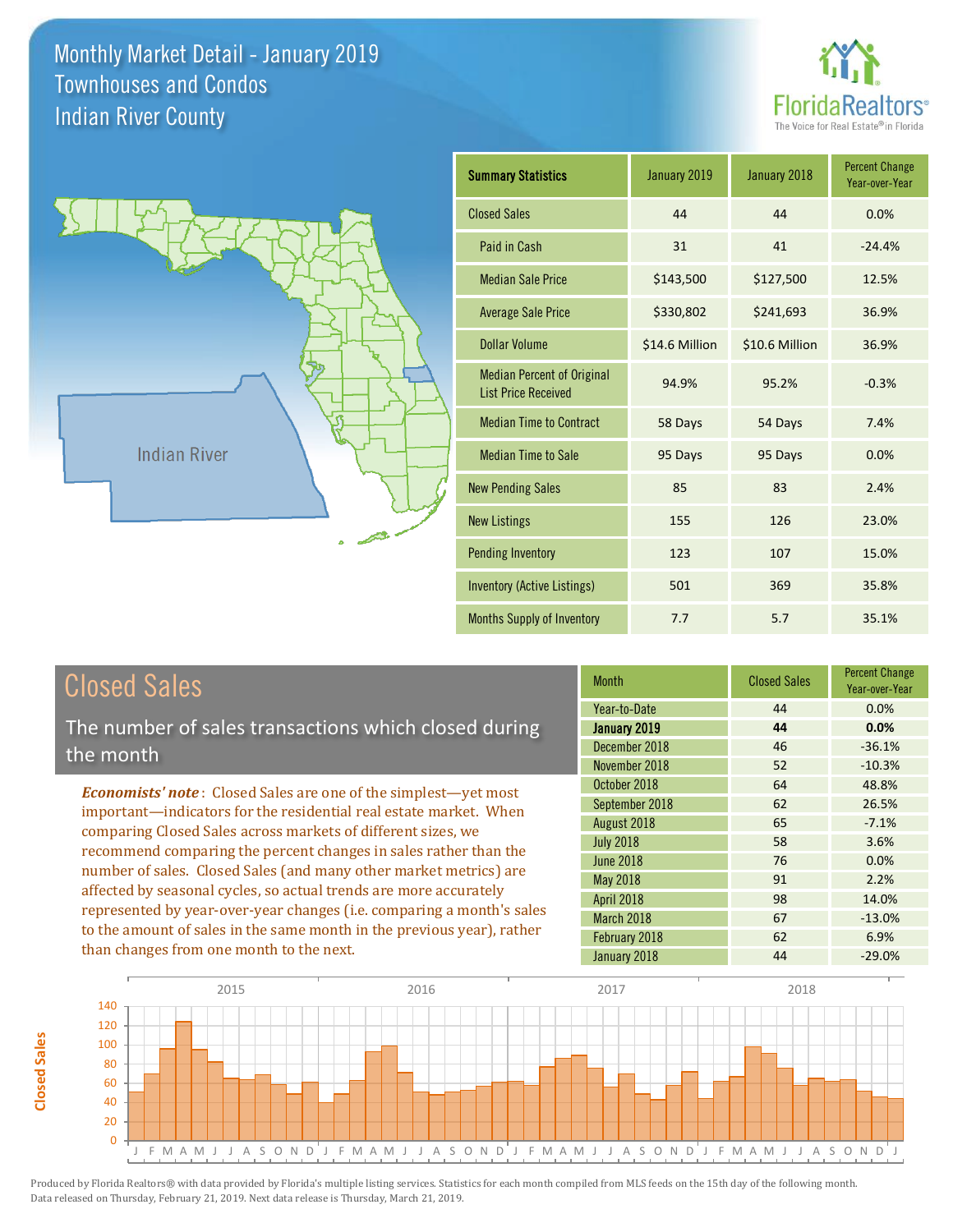# Monthly Market Detail - January 2019
## Townhouses and Condos
## Indian River County

FloridaRealtors®
The Voice for Real Estate® in Florida

Indian River

| Summary Statistics | January 2019 | January 2018 | Percent Change Year-over-Year |
|---|---|---|---|
| Closed Sales | 44 | 44 | 0.0% |
| Paid in Cash | 31 | 41 | -24.4% |
| Median Sale Price | $143,500 | $127,500 | 12.5% |
| Average Sale Price | $330,802 | $241,693 | 36.9% |
| Dollar Volume | $14.6 Million | $10.6 Million | 36.9% |
| Median Percent of Original List Price Received | 94.9% | 95.2% | -0.3% |
| Median Time to Contract | 58 Days | 54 Days | 7.4% |
| Median Time to Sale | 95 Days | 95 Days | 0.0% |
| New Pending Sales | 85 | 83 | 2.4% |
| New Listings | 155 | 126 | 23.0% |
| Pending Inventory | 123 | 107 | 15.0% |
| Inventory (Active Listings) | 501 | 369 | 35.8% |
| Months Supply of Inventory | 7.7 | 5.7 | 35.1% |

## Closed Sales

The number of sales transactions which closed during the month

*Economists' note*: Closed Sales are one of the simplest—yet most important—indicators for the residential real estate market. When comparing Closed Sales across markets of different sizes, we recommend comparing the percent changes in sales rather than the number of sales. Closed Sales (and many other market metrics) are affected by seasonal cycles, so actual trends are more accurately represented by year-over-year changes (i.e. comparing a month's sales to the amount of sales in the same month in the previous year), rather than changes from one month to the next.

| Month | Closed Sales | Percent Change Year-over-Year |
|---|---|---|
| Year-to-Date | 44 | 0.0% |
| **January 2019** | **44** | **0.0%** |
| December 2018 | 46 | -36.1% |
| November 2018 | 52 | -10.3% |
| October 2018 | 64 | 48.8% |
| September 2018 | 62 | 26.5% |
| August 2018 | 65 | -7.1% |
| July 2018 | 58 | 3.6% |
| June 2018 | 76 | 0.0% |
| May 2018 | 91 | 2.2% |
| April 2018 | 98 | 14.0% |
| March 2018 | 67 | -13.0% |
| February 2018 | 62 | 6.9% |
| January 2018 | 44 | -29.0% |

Closed Sales

2015 2016 2017 2018

140
120
100
80
60
40
20
0

J F M A M J J A S O N D J F M A M J J A S O N D J F M A M J J A S O N D J F M A M J J A S O N D J

Produced by Florida Realtors® with data provided by Florida's multiple listing services. Statistics for each month compiled from MLS feeds on the 15th day of the following month. Data released on Thursday, February 21, 2019. Next data release is Thursday, March 21, 2019.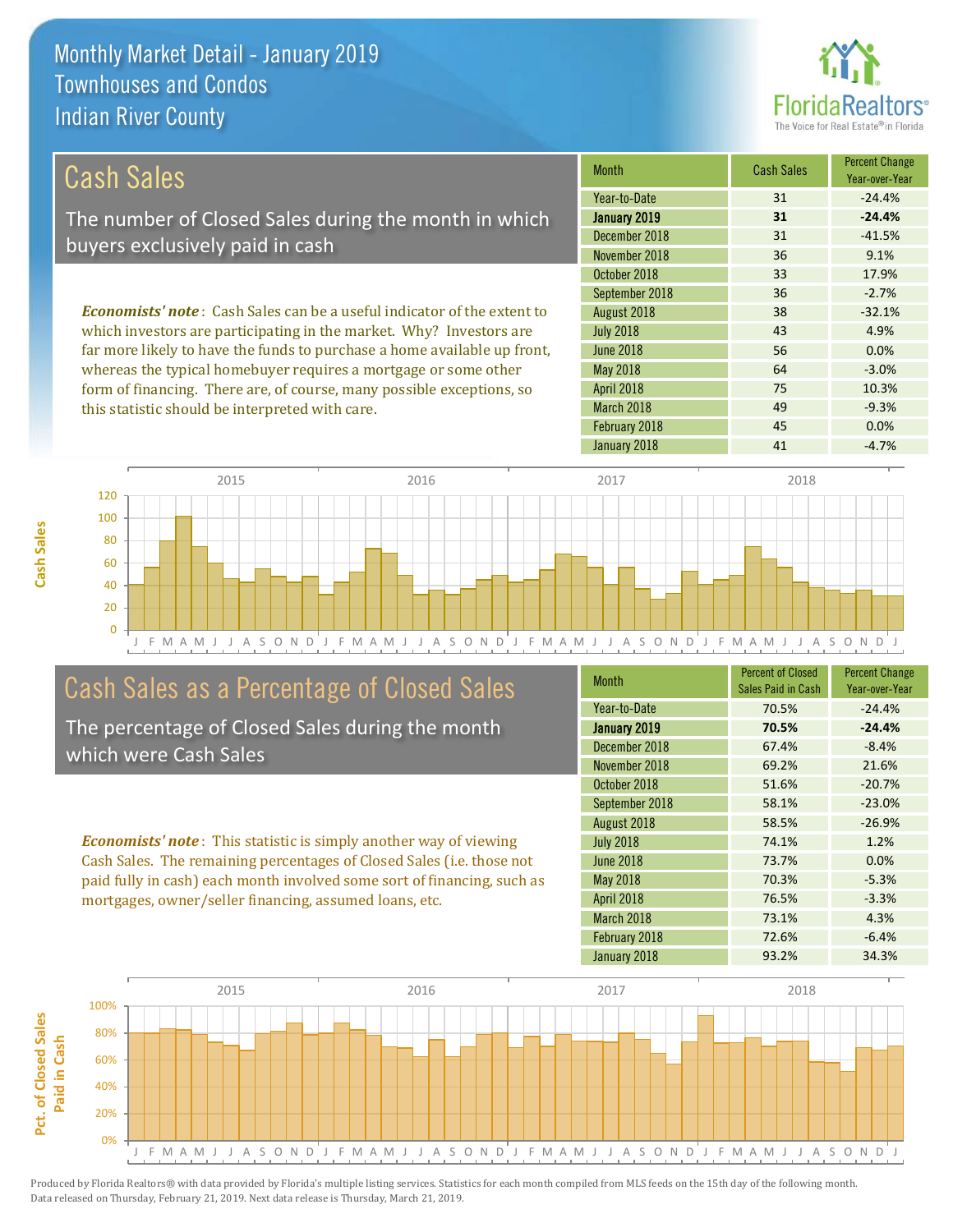Monthly Market Detail - January 2019
Townhouses and Condos
Indian River County

## Cash Sales

The number of Closed Sales during the month in which buyers exclusively paid in cash

*Economists' note*: Cash Sales can be a useful indicator of the extent to which investors are participating in the market. Why? Investors are far more likely to have the funds to purchase a home available up front, whereas the typical homebuyer requires a mortgage or some other form of financing. There are, of course, many possible exceptions, so this statistic should be interpreted with care.

| Month | Cash Sales | Percent Change Year-over-Year |
|---|---|---|
| Year-to-Date | 31 | -24.4% |
| **January 2019** | **31** | **-24.4%** |
| December 2018 | 31 | -41.5% |
| November 2018 | 36 | 9.1% |
| October 2018 | 33 | 17.9% |
| September 2018 | 36 | -2.7% |
| August 2018 | 38 | -32.1% |
| July 2018 | 43 | 4.9% |
| June 2018 | 56 | 0.0% |
| May 2018 | 64 | -3.0% |
| April 2018 | 75 | 10.3% |
| March 2018 | 49 | -9.3% |
| February 2018 | 45 | 0.0% |
| January 2018 | 41 | -4.7% |

Cash Sales

2015 2016 2017 2018

120
100
80
60
40
20
0

J F M A M J J A S O N D J F M A M J J A S O N D J F M A M J J A S O N D J F M A M J J A S O N D J

## Cash Sales as a Percentage of Closed Sales

The percentage of Closed Sales during the month which were Cash Sales

*Economists' note*: This statistic is simply another way of viewing Cash Sales. The remaining percentages of Closed Sales (i.e. those not paid fully in cash) each month involved some sort of financing, such as mortgages, owner/seller financing, assumed loans, etc.

| Month | Percent of Closed Sales Paid in Cash | Percent Change Year-over-Year |
|---|---|---|
| Year-to-Date | 70.5% | -24.4% |
| **January 2019** | **70.5%** | **-24.4%** |
| December 2018 | 67.4% | -8.4% |
| November 2018 | 69.2% | 21.6% |
| October 2018 | 51.6% | -20.7% |
| September 2018 | 58.1% | -23.0% |
| August 2018 | 58.5% | -26.9% |
| July 2018 | 74.1% | 1.2% |
| June 2018 | 73.7% | 0.0% |
| May 2018 | 70.3% | -5.3% |
| April 2018 | 76.5% | -3.3% |
| March 2018 | 73.1% | 4.3% |
| February 2018 | 72.6% | -6.4% |
| January 2018 | 93.2% | 34.3% |

Pct. of Closed Sales Paid in Cash

2015 2016 2017 2018

100%
80%
60%
40%
20%
0%

J F M A M J J A S O N D J F M A M J J A S O N D J F M A M J J A S O N D J F M A M J J A S O N D J

Produced by Florida Realtors® with data provided by Florida's multiple listing services. Statistics for each month compiled from MLS feeds on the 15th day of the following month. Data released on Thursday, February 21, 2019. Next data release is Thursday, March 21, 2019.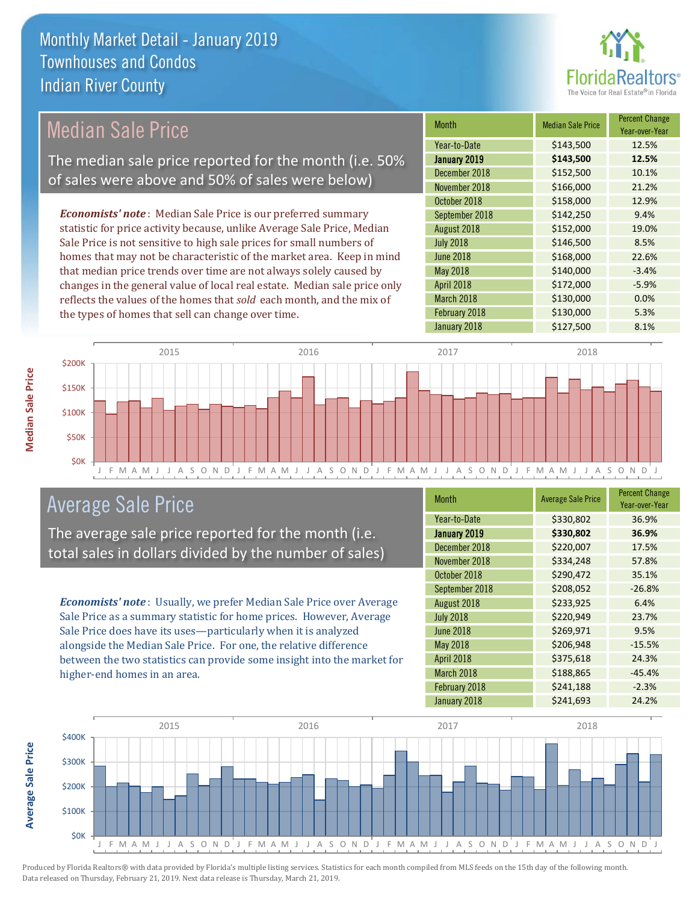# Monthly Market Detail - January 2019
## Townhouses and Condos
## Indian River County

FloridaRealtors® The Voice for Real Estate® in Florida

## Median Sale Price

The median sale price reported for the month (i.e. 50% of sales were above and 50% of sales were below)

*Economists' note*: Median Sale Price is our preferred summary statistic for price activity because, unlike Average Sale Price, Median Sale Price is not sensitive to high sale prices for small numbers of homes that may not be characteristic of the market area. Keep in mind that median price trends over time are not always solely caused by changes in the general value of local real estate. Median sale price only reflects the values of the homes that *sold* each month, and the mix of the types of homes that sell can change over time.

| Month | Median Sale Price | Percent Change Year-over-Year |
|---|---|---|
| Year-to-Date | $143,500 | 12.5% |
| **January 2019** | **$143,500** | **12.5%** |
| December 2018 | $152,500 | 10.1% |
| November 2018 | $166,000 | 21.2% |
| October 2018 | $158,000 | 12.9% |
| September 2018 | $142,250 | 9.4% |
| August 2018 | $152,000 | 19.0% |
| July 2018 | $146,500 | 8.5% |
| June 2018 | $168,000 | 22.6% |
| May 2018 | $140,000 | -3.4% |
| April 2018 | $172,000 | -5.9% |
| March 2018 | $130,000 | 0.0% |
| February 2018 | $130,000 | 5.3% |
| January 2018 | $127,500 | 8.1% |

Median Sale Price

2015 2016 2017 2018

$200K $150K $100K $50K $0K

J F M A M J J A S O N D J F M A M J J A S O N D J F M A M J J A S O N D J F M A M J J A S O N D J

## Average Sale Price

The average sale price reported for the month (i.e. total sales in dollars divided by the number of sales)

*Economists' note*: Usually, we prefer Median Sale Price over Average Sale Price as a summary statistic for home prices. However, Average Sale Price does have its uses—particularly when it is analyzed alongside the Median Sale Price. For one, the relative difference between the two statistics can provide some insight into the market for higher-end homes in an area.

| Month | Average Sale Price | Percent Change Year-over-Year |
|---|---|---|
| Year-to-Date | $330,802 | 36.9% |
| **January 2019** | **$330,802** | **36.9%** |
| December 2018 | $220,007 | 17.5% |
| November 2018 | $334,248 | 57.8% |
| October 2018 | $290,472 | 35.1% |
| September 2018 | $208,052 | -26.8% |
| August 2018 | $233,925 | 6.4% |
| July 2018 | $220,949 | 23.7% |
| June 2018 | $269,971 | 9.5% |
| May 2018 | $206,948 | -15.5% |
| April 2018 | $375,618 | 24.3% |
| March 2018 | $188,865 | -45.4% |
| February 2018 | $241,188 | -2.3% |
| January 2018 | $241,693 | 24.2% |

Average Sale Price

2015 2016 2017 2018

$400K $300K $200K $100K $0K

J F M A M J J A S O N D J F M A M J J A S O N D J F M A M J J A S O N D J F M A M J J A S O N D J

Produced by Florida Realtors® with data provided by Florida's multiple listing services. Statistics for each month compiled from MLS feeds on the 15th day of the following month. Data released on Thursday, February 21, 2019. Next data release is Thursday, March 21, 2019.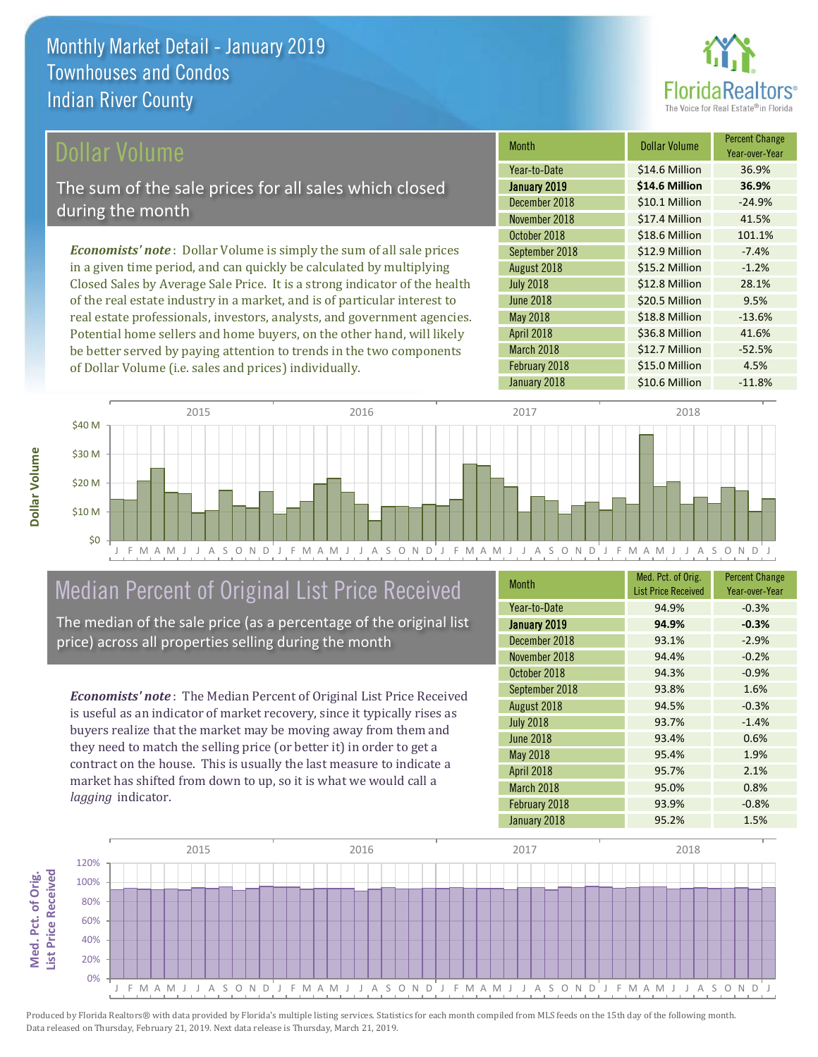# Monthly Market Detail - January 2019
## Townhouses and Condos
## Indian River County

## Dollar Volume

The sum of the sale prices for all sales which closed during the month

*Economists' note*: Dollar Volume is simply the sum of all sale prices in a given time period, and can quickly be calculated by multiplying Closed Sales by Average Sale Price. It is a strong indicator of the health of the real estate industry in a market, and is of particular interest to real estate professionals, investors, analysts, and government agencies. Potential home sellers and home buyers, on the other hand, will likely be better served by paying attention to trends in the two components of Dollar Volume (i.e. sales and prices) individually.

| Month | Dollar Volume | Percent Change Year-over-Year |
| --- | --- | --- |
| Year-to-Date | $14.6 Million | 36.9% |
| **January 2019** | **$14.6 Million** | **36.9%** |
| December 2018 | $10.1 Million | -24.9% |
| November 2018 | $17.4 Million | 41.5% |
| October 2018 | $18.6 Million | 101.1% |
| September 2018 | $12.9 Million | -7.4% |
| August 2018 | $15.2 Million | -1.2% |
| July 2018 | $12.8 Million | 28.1% |
| June 2018 | $20.5 Million | 9.5% |
| May 2018 | $18.8 Million | -13.6% |
| April 2018 | $36.8 Million | 41.6% |
| March 2018 | $12.7 Million | -52.5% |
| February 2018 | $15.0 Million | 4.5% |
| January 2018 | $10.6 Million | -11.8% |

Dollar Volume

2015 2016 2017 2018

$40 M
$30 M
$20 M
$10 M
$0

J F M A M J J A S O N D J F M A M J J A S O N D J F M A M J J A S O N D J F M A M J J A S O N D J

## Median Percent of Original List Price Received

The median of the sale price (as a percentage of the original list price) across all properties selling during the month

*Economists' note*: The Median Percent of Original List Price Received is useful as an indicator of market recovery, since it typically rises as buyers realize that the market may be moving away from them and they need to match the selling price (or better it) in order to get a contract on the house. This is usually the last measure to indicate a market has shifted from down to up, so it is what we would call a *lagging* indicator.

| Month | Med. Pct. of Orig. List Price Received | Percent Change Year-over-Year |
| --- | --- | --- |
| Year-to-Date | 94.9% | -0.3% |
| **January 2019** | **94.9%** | **-0.3%** |
| December 2018 | 93.1% | -2.9% |
| November 2018 | 94.4% | -0.2% |
| October 2018 | 94.3% | -0.9% |
| September 2018 | 93.8% | 1.6% |
| August 2018 | 94.5% | -0.3% |
| July 2018 | 93.7% | -1.4% |
| June 2018 | 93.4% | 0.6% |
| May 2018 | 95.4% | 1.9% |
| April 2018 | 95.7% | 2.1% |
| March 2018 | 95.0% | 0.8% |
| February 2018 | 93.9% | -0.8% |
| January 2018 | 95.2% | 1.5% |

Med. Pct. of Orig. List Price Received

2015 2016 2017 2018

120%
100%
80%
60%
40%
20%
0%

J F M A M J J A S O N D J F M A M J J A S O N D J F M A M J J A S O N D J F M A M J J A S O N D J

Produced by Florida Realtors® with data provided by Florida's multiple listing services. Statistics for each month compiled from MLS feeds on the 15th day of the following month. Data released on Thursday, February 21, 2019. Next data release is Thursday, March 21, 2019.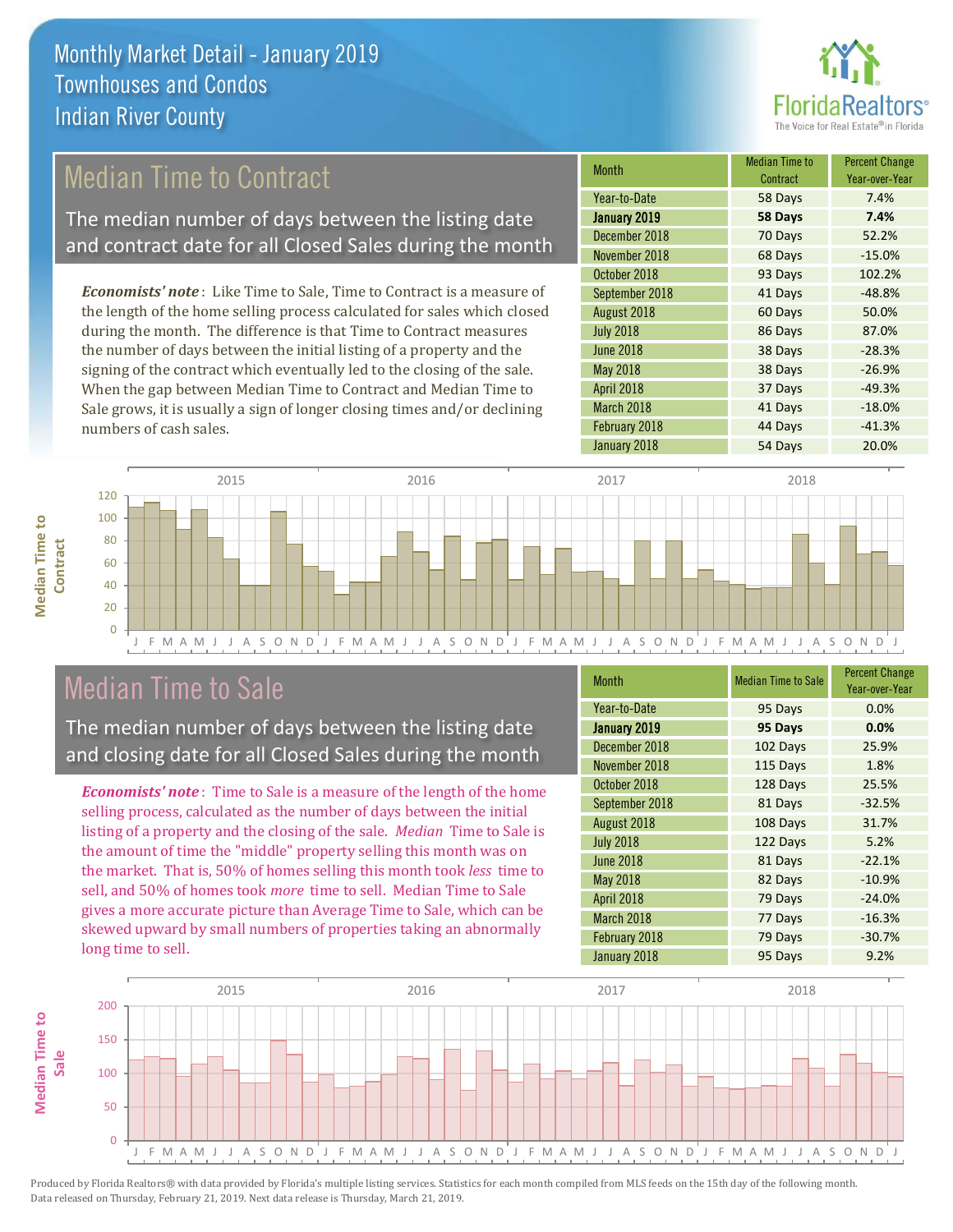# Monthly Market Detail - January 2019
## Townhouses and Condos
## Indian River County

FloridaRealtors® The Voice for Real Estate® in Florida

## Median Time to Contract

The median number of days between the listing date and contract date for all Closed Sales during the month

*Economists' note*: Like Time to Sale, Time to Contract is a measure of the length of the home selling process calculated for sales which closed during the month. The difference is that Time to Contract measures the number of days between the initial listing of a property and the signing of the contract which eventually led to the closing of the sale. When the gap between Median Time to Contract and Median Time to Sale grows, it is usually a sign of longer closing times and/or declining numbers of cash sales.

| Month | Median Time to Contract | Percent Change Year-over-Year |
|---|---|---|
| Year-to-Date | 58 Days | 7.4% |
| **January 2019** | **58 Days** | **7.4%** |
| December 2018 | 70 Days | 52.2% |
| November 2018 | 68 Days | -15.0% |
| October 2018 | 93 Days | 102.2% |
| September 2018 | 41 Days | -48.8% |
| August 2018 | 60 Days | 50.0% |
| July 2018 | 86 Days | 87.0% |
| June 2018 | 38 Days | -28.3% |
| May 2018 | 38 Days | -26.9% |
| April 2018 | 37 Days | -49.3% |
| March 2018 | 41 Days | -18.0% |
| February 2018 | 44 Days | -41.3% |
| January 2018 | 54 Days | 20.0% |

## Median Time to Sale

The median number of days between the listing date and closing date for all Closed Sales during the month

*Economists' note*: Time to Sale is a measure of the length of the home selling process, calculated as the number of days between the initial listing of a property and the closing of the sale. *Median* Time to Sale is the amount of time the "middle" property selling this month was on the market. That is, 50% of homes selling this month took *less* time to sell, and 50% of homes took *more* time to sell. Median Time to Sale gives a more accurate picture than Average Time to Sale, which can be skewed upward by small numbers of properties taking an abnormally long time to sell.

| Month | Median Time to Sale | Percent Change Year-over-Year |
|---|---|---|
| Year-to-Date | 95 Days | 0.0% |
| **January 2019** | **95 Days** | **0.0%** |
| December 2018 | 102 Days | 25.9% |
| November 2018 | 115 Days | 1.8% |
| October 2018 | 128 Days | 25.5% |
| September 2018 | 81 Days | -32.5% |
| August 2018 | 108 Days | 31.7% |
| July 2018 | 122 Days | 5.2% |
| June 2018 | 81 Days | -22.1% |
| May 2018 | 82 Days | -10.9% |
| April 2018 | 79 Days | -24.0% |
| March 2018 | 77 Days | -16.3% |
| February 2018 | 79 Days | -30.7% |
| January 2018 | 95 Days | 9.2% |

Produced by Florida Realtors® with data provided by Florida's multiple listing services. Statistics for each month compiled from MLS feeds on the 15th day of the following month. Data released on Thursday, February 21, 2019. Next data release is Thursday, March 21, 2019.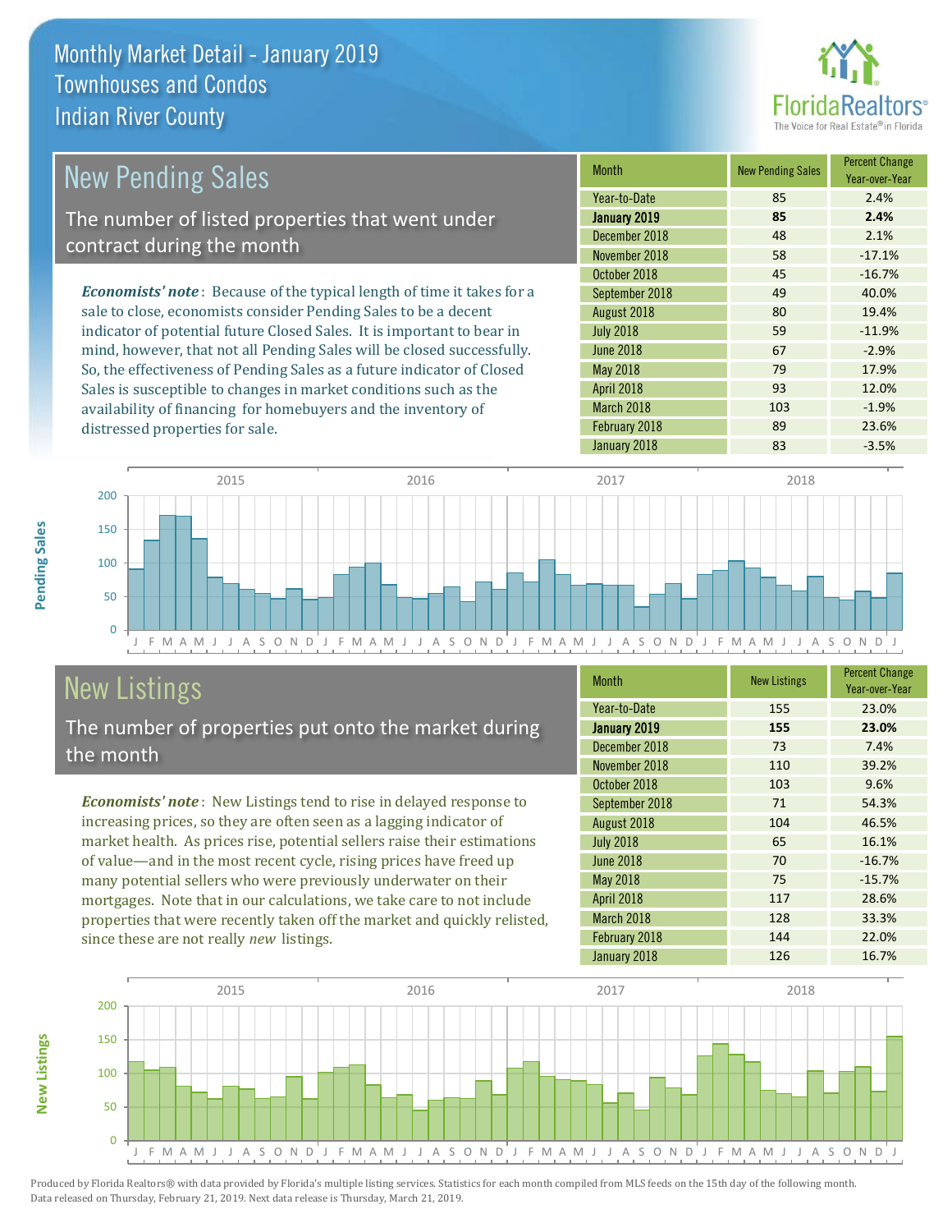Monthly Market Detail - January 2019
Townhouses and Condos
Indian River County

## New Pending Sales

The number of listed properties that went under contract during the month

*Economists' note*: Because of the typical length of time it takes for a sale to close, economists consider Pending Sales to be a decent indicator of potential future Closed Sales. It is important to bear in mind, however, that not all Pending Sales will be closed successfully. So, the effectiveness of Pending Sales as a future indicator of Closed Sales is susceptible to changes in market conditions such as the availability of financing for homebuyers and the inventory of distressed properties for sale.

| Month | New Pending Sales | Percent Change Year-over-Year |
|---|---|---|
| Year-to-Date | 85 | 2.4% |
| **January 2019** | **85** | **2.4%** |
| December 2018 | 48 | 2.1% |
| November 2018 | 58 | -17.1% |
| October 2018 | 45 | -16.7% |
| September 2018 | 49 | 40.0% |
| August 2018 | 80 | 19.4% |
| July 2018 | 59 | -11.9% |
| June 2018 | 67 | -2.9% |
| May 2018 | 79 | 17.9% |
| April 2018 | 93 | 12.0% |
| March 2018 | 103 | -1.9% |
| February 2018 | 89 | 23.6% |
| January 2018 | 83 | -3.5% |

Pending Sales
2015 2016 2017 2018
200
150
100
50
0
J F M A M J J A S O N D J F M A M J J A S O N D J F M A M J J A S O N D J F M A M J J A S O N D J

## New Listings

The number of properties put onto the market during the month

*Economists' note*: New Listings tend to rise in delayed response to increasing prices, so they are often seen as a lagging indicator of market health. As prices rise, potential sellers raise their estimations of value—and in the most recent cycle, rising prices have freed up many potential sellers who were previously underwater on their mortgages. Note that in our calculations, we take care to not include properties that were recently taken off the market and quickly relisted, since these are not really *new* listings.

| Month | New Listings | Percent Change Year-over-Year |
|---|---|---|
| Year-to-Date | 155 | 23.0% |
| **January 2019** | **155** | **23.0%** |
| December 2018 | 73 | 7.4% |
| November 2018 | 110 | 39.2% |
| October 2018 | 103 | 9.6% |
| September 2018 | 71 | 54.3% |
| August 2018 | 104 | 46.5% |
| July 2018 | 65 | 16.1% |
| June 2018 | 70 | -16.7% |
| May 2018 | 75 | -15.7% |
| April 2018 | 117 | 28.6% |
| March 2018 | 128 | 33.3% |
| February 2018 | 144 | 22.0% |
| January 2018 | 126 | 16.7% |

New Listings
2015 2016 2017 2018
200
150
100
50
0
J F M A M J J A S O N D J F M A M J J A S O N D J F M A M J J A S O N D J F M A M J J A S O N D J

Produced by Florida Realtors® with data provided by Florida's multiple listing services. Statistics for each month compiled from MLS feeds on the 15th day of the following month. Data released on Thursday, February 21, 2019. Next data release is Thursday, March 21, 2019.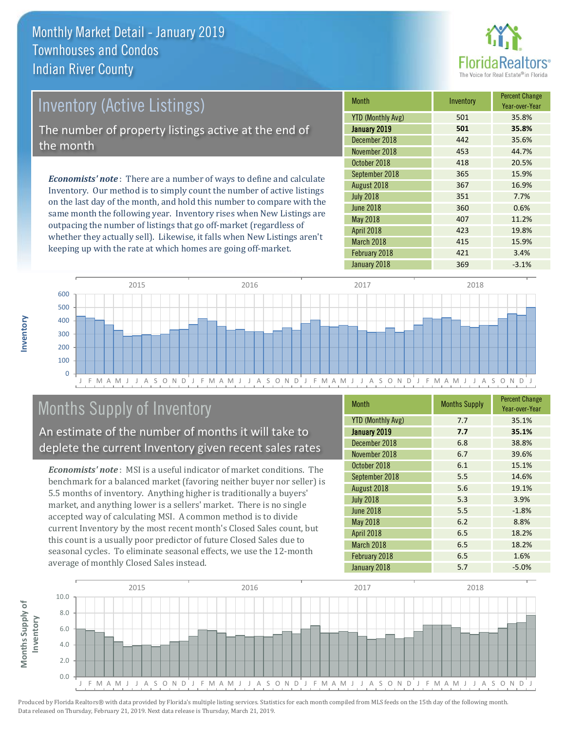# Monthly Market Detail - January 2019
## Townhouses and Condos
## Indian River County

FloridaRealtors®
The Voice for Real Estate® in Florida

## Inventory (Active Listings)

The number of property listings active at the end of the month

***Economists' note***: There are a number of ways to define and calculate Inventory. Our method is to simply count the number of active listings on the last day of the month, and hold this number to compare with the same month the following year. Inventory rises when New Listings are outpacing the number of listings that go off-market (regardless of whether they actually sell). Likewise, it falls when New Listings aren't keeping up with the rate at which homes are going off-market.

| Month | Inventory | Percent Change Year-over-Year |
|---|---|---|
| YTD (Monthly Avg) | 501 | 35.8% |
| **January 2019** | **501** | **35.8%** |
| December 2018 | 442 | 35.6% |
| November 2018 | 453 | 44.7% |
| October 2018 | 418 | 20.5% |
| September 2018 | 365 | 15.9% |
| August 2018 | 367 | 16.9% |
| July 2018 | 351 | 7.7% |
| June 2018 | 360 | 0.6% |
| May 2018 | 407 | 11.2% |
| April 2018 | 423 | 19.8% |
| March 2018 | 415 | 15.9% |
| February 2018 | 421 | 3.4% |
| January 2018 | 369 | -3.1% |

Inventory

2015 2016 2017 2018

600 500 400 300 200 100 0

J F M A M J J A S O N D J F M A M J J A S O N D J F M A M J J A S O N D J F M A M J J A S O N D J

## Months Supply of Inventory

An estimate of the number of months it will take to deplete the current Inventory given recent sales rates

***Economists' note***: MSI is a useful indicator of market conditions. The benchmark for a balanced market (favoring neither buyer nor seller) is 5.5 months of inventory. Anything higher is traditionally a buyers' market, and anything lower is a sellers' market. There is no single accepted way of calculating MSI. A common method is to divide current Inventory by the most recent month's Closed Sales count, but this count is a usually poor predictor of future Closed Sales due to seasonal cycles. To eliminate seasonal effects, we use the 12-month average of monthly Closed Sales instead.

| Month | Months Supply | Percent Change Year-over-Year |
|---|---|---|
| YTD (Monthly Avg) | 7.7 | 35.1% |
| **January 2019** | **7.7** | **35.1%** |
| December 2018 | 6.8 | 38.8% |
| November 2018 | 6.7 | 39.6% |
| October 2018 | 6.1 | 15.1% |
| September 2018 | 5.5 | 14.6% |
| August 2018 | 5.6 | 19.1% |
| July 2018 | 5.3 | 3.9% |
| June 2018 | 5.5 | -1.8% |
| May 2018 | 6.2 | 8.8% |
| April 2018 | 6.5 | 18.2% |
| March 2018 | 6.5 | 18.2% |
| February 2018 | 6.5 | 1.6% |
| January 2018 | 5.7 | -5.0% |

Months Supply of Inventory

2015 2016 2017 2018

10.0 8.0 6.0 4.0 2.0 0.0

J F M A M J J A S O N D J F M A M J J A S O N D J F M A M J J A S O N D J F M A M J J A S O N D J

Produced by Florida Realtors® with data provided by Florida's multiple listing services. Statistics for each month compiled from MLS feeds on the 15th day of the following month. Data released on Thursday, February 21, 2019. Next data release is Thursday, March 21, 2019.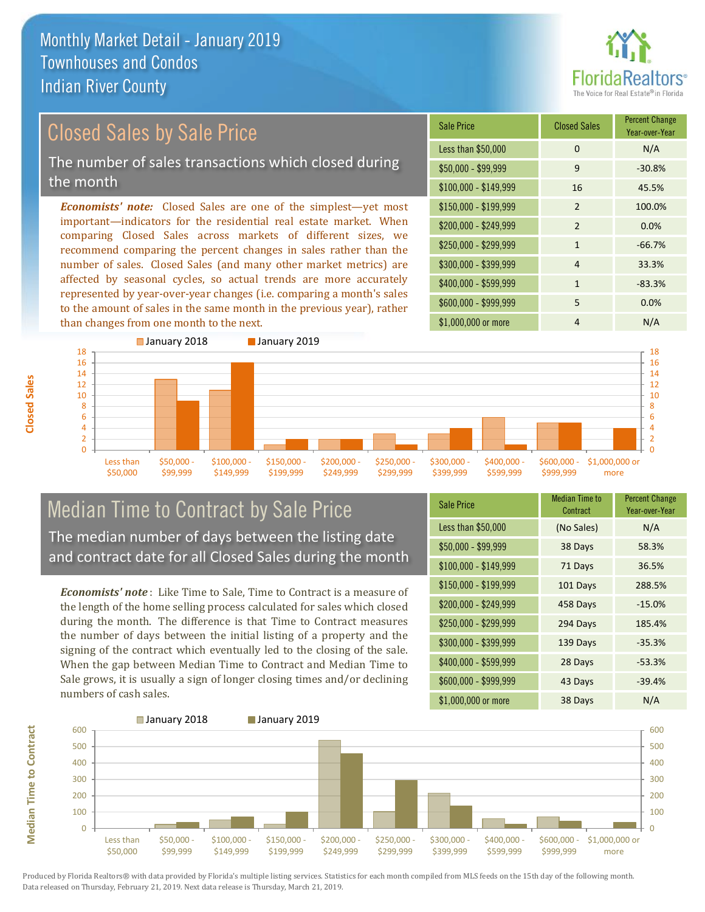# Monthly Market Detail - January 2019
## Townhouses and Condos
## Indian River County

FloridaRealtors®
The Voice for Real Estate® in Florida

## Closed Sales by Sale Price

The number of sales transactions which closed during the month

***Economists' note:*** Closed Sales are one of the simplest—yet most important—indicators for the residential real estate market. When comparing Closed Sales across markets of different sizes, we recommend comparing the percent changes in sales rather than the number of sales. Closed Sales (and many other market metrics) are affected by seasonal cycles, so actual trends are more accurately represented by year-over-year changes (i.e. comparing a month's sales to the amount of sales in the same month in the previous year), rather than changes from one month to the next.

| Sale Price | Closed Sales | Percent Change Year-over-Year |
|---|---|---|
| Less than $50,000 | 0 | N/A |
| $50,000 - $99,999 | 9 | -30.8% |
| $100,000 - $149,999 | 16 | 45.5% |
| $150,000 - $199,999 | 2 | 100.0% |
| $200,000 - $249,999 | 2 | 0.0% |
| $250,000 - $299,999 | 1 | -66.7% |
| $300,000 - $399,999 | 4 | 33.3% |
| $400,000 - $599,999 | 1 | -83.3% |
| $600,000 - $999,999 | 5 | 0.0% |
| $1,000,000 or more | 4 | N/A |

January 2018 · January 2019

Closed Sales

0 2 4 6 8 10 12 14 16 18

Less than $50,000 · $50,000 - $99,999 · $100,000 - $149,999 · $150,000 - $199,999 · $200,000 - $249,999 · $250,000 - $299,999 · $300,000 - $399,999 · $400,000 - $599,999 · $600,000 - $999,999 · $1,000,000 or more

## Median Time to Contract by Sale Price

The median number of days between the listing date and contract date for all Closed Sales during the month

***Economists' note*** : Like Time to Sale, Time to Contract is a measure of the length of the home selling process calculated for sales which closed during the month. The difference is that Time to Contract measures the number of days between the initial listing of a property and the signing of the contract which eventually led to the closing of the sale. When the gap between Median Time to Contract and Median Time to Sale grows, it is usually a sign of longer closing times and/or declining numbers of cash sales.

| Sale Price | Median Time to Contract | Percent Change Year-over-Year |
|---|---|---|
| Less than $50,000 | (No Sales) | N/A |
| $50,000 - $99,999 | 38 Days | 58.3% |
| $100,000 - $149,999 | 71 Days | 36.5% |
| $150,000 - $199,999 | 101 Days | 288.5% |
| $200,000 - $249,999 | 458 Days | -15.0% |
| $250,000 - $299,999 | 294 Days | 185.4% |
| $300,000 - $399,999 | 139 Days | -35.3% |
| $400,000 - $599,999 | 28 Days | -53.3% |
| $600,000 - $999,999 | 43 Days | -39.4% |
| $1,000,000 or more | 38 Days | N/A |

January 2018 · January 2019

Median Time to Contract

0 100 200 300 400 500 600

Less than $50,000 · $50,000 - $99,999 · $100,000 - $149,999 · $150,000 - $199,999 · $200,000 - $249,999 · $250,000 - $299,999 · $300,000 - $399,999 · $400,000 - $599,999 · $600,000 - $999,999 · $1,000,000 or more

Produced by Florida Realtors® with data provided by Florida's multiple listing services. Statistics for each month compiled from MLS feeds on the 15th day of the following month. Data released on Thursday, February 21, 2019. Next data release is Thursday, March 21, 2019.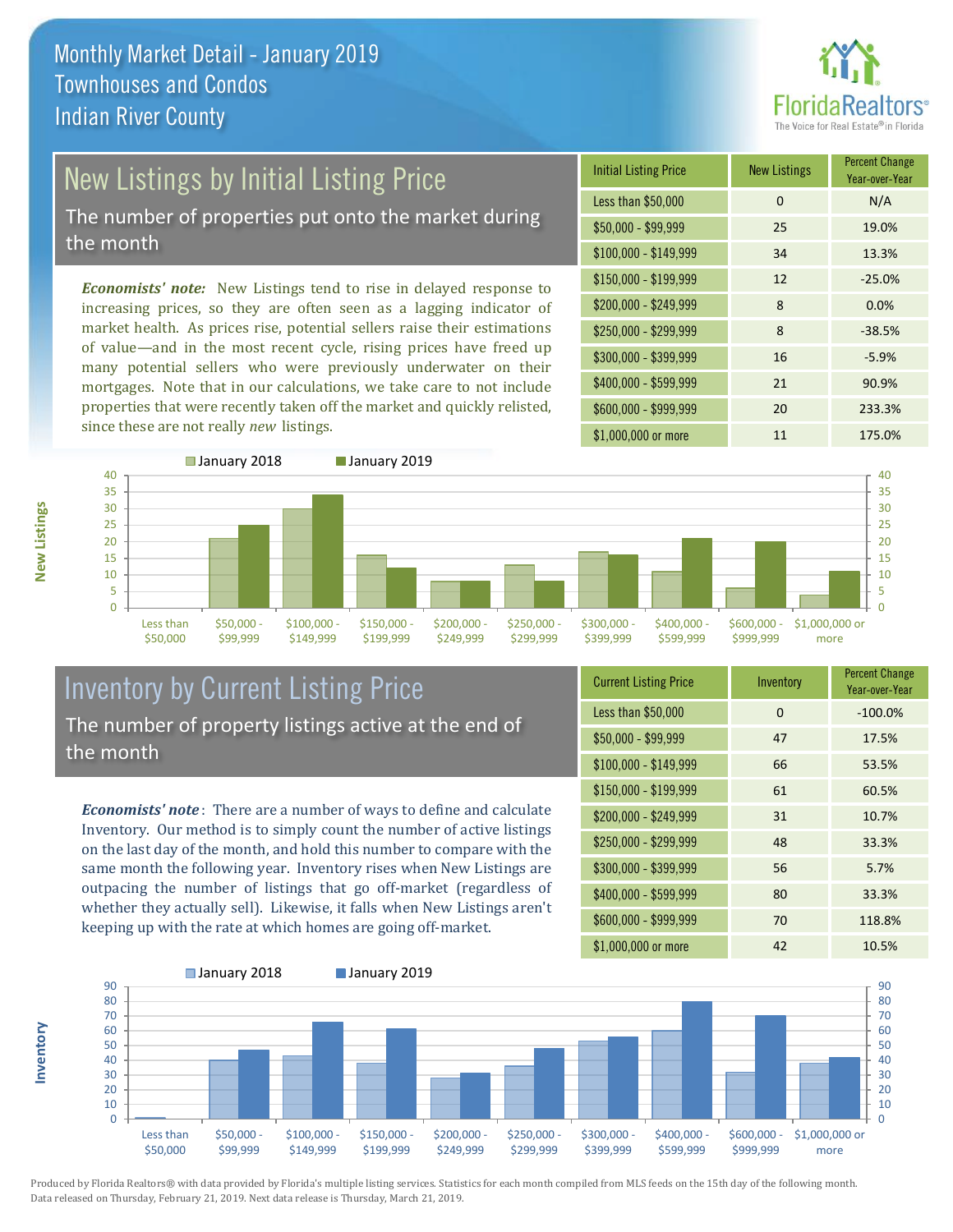# Monthly Market Detail - January 2019
## Townhouses and Condos
## Indian River County

## New Listings by Initial Listing Price

The number of properties put onto the market during the month

*Economists' note:* New Listings tend to rise in delayed response to increasing prices, so they are often seen as a lagging indicator of market health. As prices rise, potential sellers raise their estimations of value—and in the most recent cycle, rising prices have freed up many potential sellers who were previously underwater on their mortgages. Note that in our calculations, we take care to not include properties that were recently taken off the market and quickly relisted, since these are not really *new* listings.

| Initial Listing Price | New Listings | Percent Change Year-over-Year |
| --- | --- | --- |
| Less than $50,000 | 0 | N/A |
| $50,000 - $99,999 | 25 | 19.0% |
| $100,000 - $149,999 | 34 | 13.3% |
| $150,000 - $199,999 | 12 | -25.0% |
| $200,000 - $249,999 | 8 | 0.0% |
| $250,000 - $299,999 | 8 | -38.5% |
| $300,000 - $399,999 | 16 | -5.9% |
| $400,000 - $599,999 | 21 | 90.9% |
| $600,000 - $999,999 | 20 | 233.3% |
| $1,000,000 or more | 11 | 175.0% |

New Listings

January 2018 January 2019

0 5 10 15 20 25 30 35 40

Less than $50,000
$50,000 - $99,999
$100,000 - $149,999
$150,000 - $199,999
$200,000 - $249,999
$250,000 - $299,999
$300,000 - $399,999
$400,000 - $599,999
$600,000 - $999,999
$1,000,000 or more

## Inventory by Current Listing Price

The number of property listings active at the end of the month

*Economists' note*: There are a number of ways to define and calculate Inventory. Our method is to simply count the number of active listings on the last day of the month, and hold this number to compare with the same month the following year. Inventory rises when New Listings are outpacing the number of listings that go off-market (regardless of whether they actually sell). Likewise, it falls when New Listings aren't keeping up with the rate at which homes are going off-market.

| Current Listing Price | Inventory | Percent Change Year-over-Year |
| --- | --- | --- |
| Less than $50,000 | 0 | -100.0% |
| $50,000 - $99,999 | 47 | 17.5% |
| $100,000 - $149,999 | 66 | 53.5% |
| $150,000 - $199,999 | 61 | 60.5% |
| $200,000 - $249,999 | 31 | 10.7% |
| $250,000 - $299,999 | 48 | 33.3% |
| $300,000 - $399,999 | 56 | 5.7% |
| $400,000 - $599,999 | 80 | 33.3% |
| $600,000 - $999,999 | 70 | 118.8% |
| $1,000,000 or more | 42 | 10.5% |

Inventory

January 2018 January 2019

0 10 20 30 40 50 60 70 80 90

Less than $50,000
$50,000 - $99,999
$100,000 - $149,999
$150,000 - $199,999
$200,000 - $249,999
$250,000 - $299,999
$300,000 - $399,999
$400,000 - $599,999
$600,000 - $999,999
$1,000,000 or more

Produced by Florida Realtors® with data provided by Florida's multiple listing services. Statistics for each month compiled from MLS feeds on the 15th day of the following month. Data released on Thursday, February 21, 2019. Next data release is Thursday, March 21, 2019.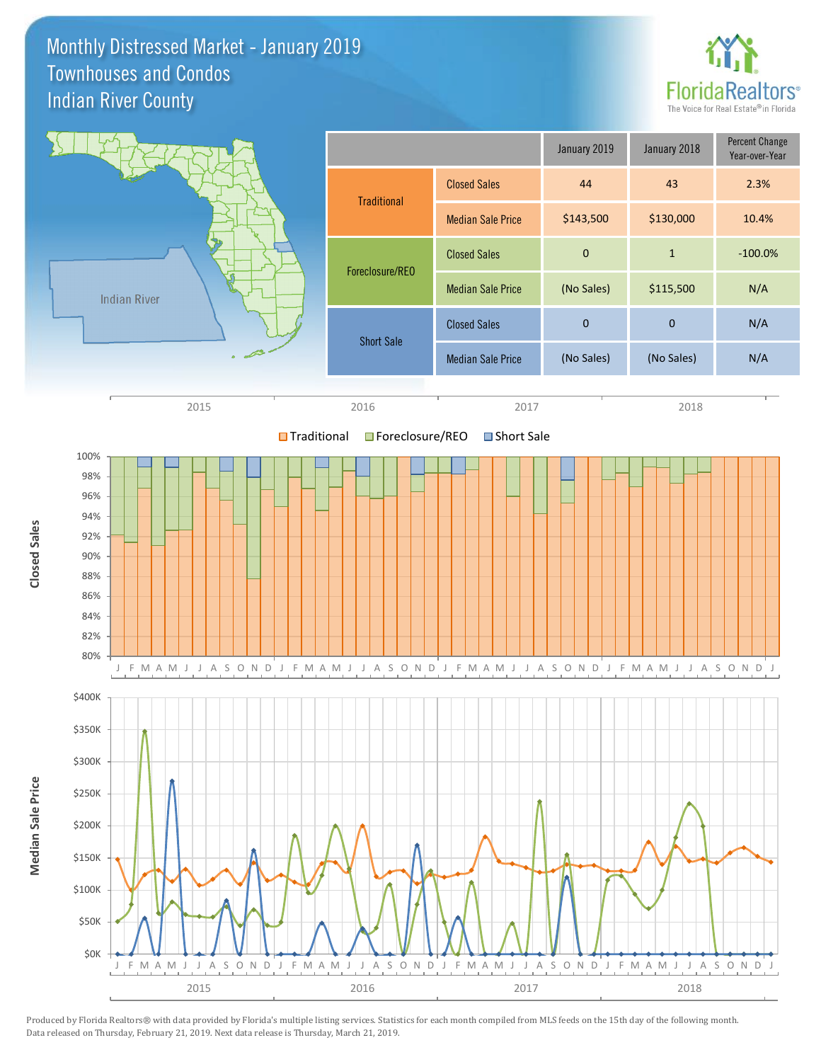# Monthly Distressed Market - January 2019
## Townhouses and Condos
## Indian River County

FloridaRealtors®
The Voice for Real Estate® in Florida

Indian River

| | | January 2019 | January 2018 | Percent Change Year-over-Year |
|---|---|---|---|---|
| Traditional | Closed Sales | 44 | 43 | 2.3% |
| | Median Sale Price | $143,500 | $130,000 | 10.4% |
| Foreclosure/REO | Closed Sales | 0 | 1 | -100.0% |
| | Median Sale Price | (No Sales) | $115,500 | N/A |
| Short Sale | Closed Sales | 0 | 0 | N/A |
| | Median Sale Price | (No Sales) | (No Sales) | N/A |

2015 2016 2017 2018

Traditional Foreclosure/REO Short Sale

Closed Sales

100% 98% 96% 94% 92% 90% 88% 86% 84% 82% 80%

J F M A M J J A S O N D J F M A M J J A S O N D J F M A M J J A S O N D J F M A M J J A S O N D J

Median Sale Price

$400K $350K $300K $250K $200K $150K $100K $50K $0K

J F M A M J J A S O N D J F M A M J J A S O N D J F M A M J J A S O N D J F M A M J J A S O N D J

2015 2016 2017 2018

Produced by Florida Realtors® with data provided by Florida's multiple listing services. Statistics for each month compiled from MLS feeds on the 15th day of the following month. Data released on Thursday, February 21, 2019. Next data release is Thursday, March 21, 2019.